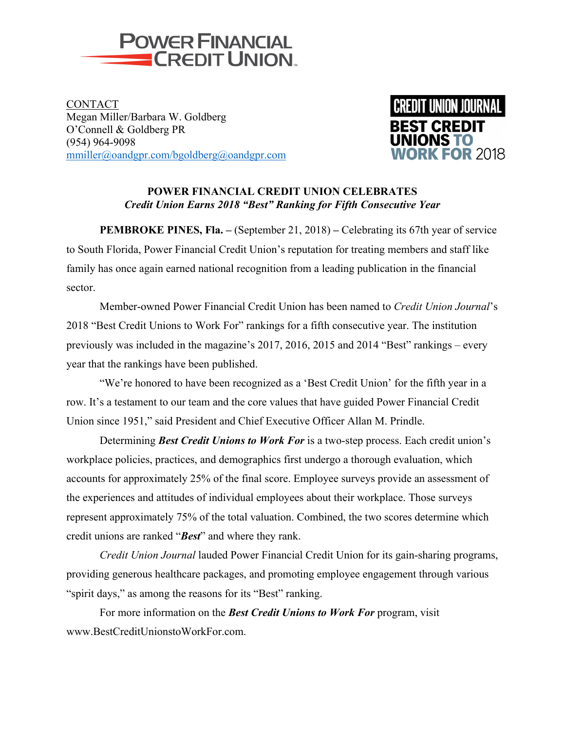POWER FINANCIAL CREDIT UNION

CONTACT
Megan Miller/Barbara W. Goldberg
O'Connell & Goldberg PR
(954) 964-9098
mmiller@oandgpr.com/bgoldberg@oandgpr.com

CREDIT UNION JOURNAL
BEST CREDIT UNIONS TO WORK FOR 2018

## POWER FINANCIAL CREDIT UNION CELEBRATES

***Credit Union Earns 2018 "Best" Ranking for Fifth Consecutive Year***

**PEMBROKE PINES, Fla. –** (September 21, 2018) **–** Celebrating its 67th year of service to South Florida, Power Financial Credit Union's reputation for treating members and staff like family has once again earned national recognition from a leading publication in the financial sector.

Member-owned Power Financial Credit Union has been named to *Credit Union Journal*'s 2018 "Best Credit Unions to Work For" rankings for a fifth consecutive year. The institution previously was included in the magazine's 2017, 2016, 2015 and 2014 "Best" rankings – every year that the rankings have been published.

"We're honored to have been recognized as a 'Best Credit Union' for the fifth year in a row. It's a testament to our team and the core values that have guided Power Financial Credit Union since 1951," said President and Chief Executive Officer Allan M. Prindle.

Determining ***Best Credit Unions to Work For*** is a two-step process. Each credit union's workplace policies, practices, and demographics first undergo a thorough evaluation, which accounts for approximately 25% of the final score. Employee surveys provide an assessment of the experiences and attitudes of individual employees about their workplace. Those surveys represent approximately 75% of the total valuation. Combined, the two scores determine which credit unions are ranked "***Best***" and where they rank.

*Credit Union Journal* lauded Power Financial Credit Union for its gain-sharing programs, providing generous healthcare packages, and promoting employee engagement through various "spirit days," as among the reasons for its "Best" ranking.

For more information on the ***Best Credit Unions to Work For*** program, visit www.BestCreditUnionstoWorkFor.com.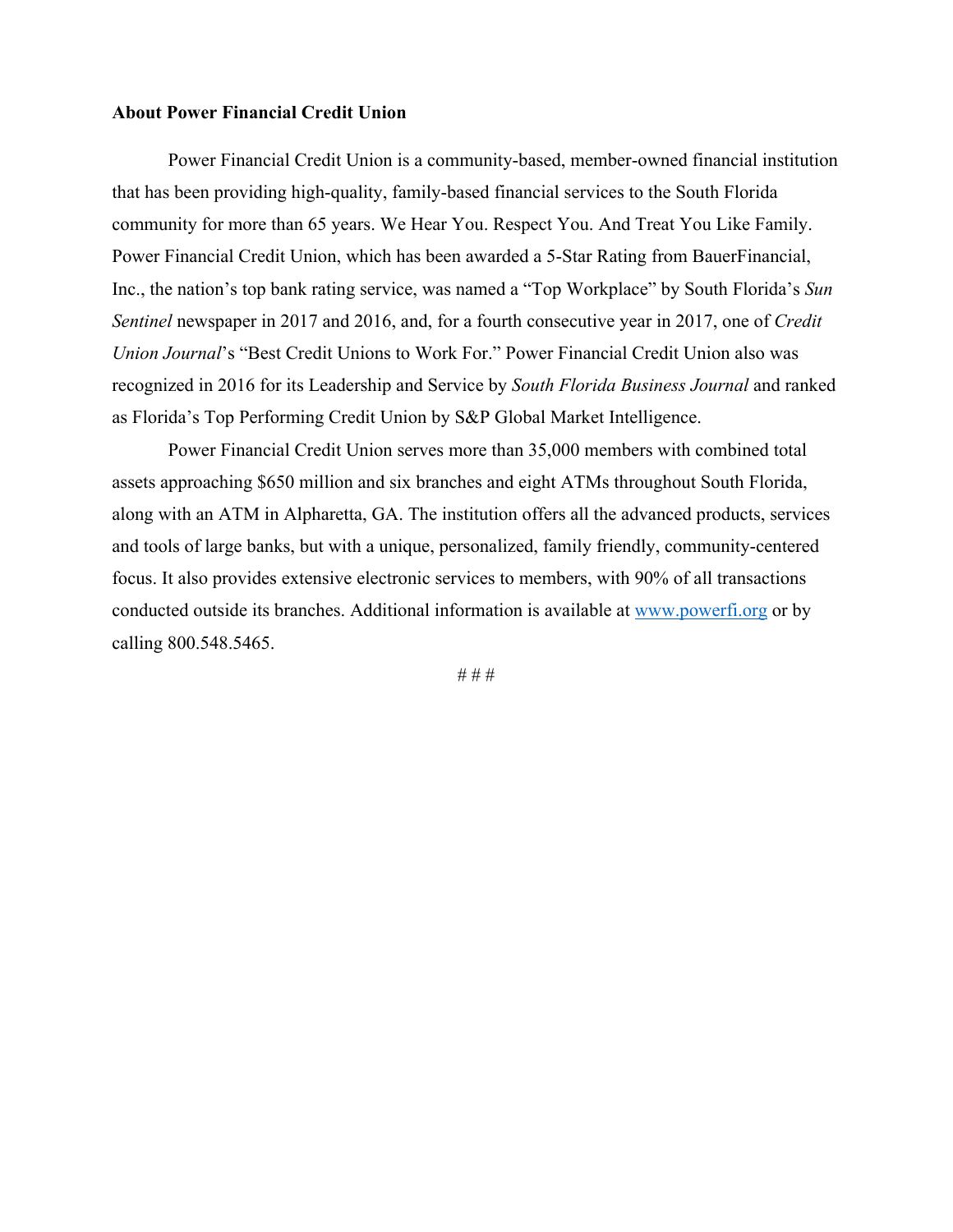**About Power Financial Credit Union**

Power Financial Credit Union is a community-based, member-owned financial institution that has been providing high-quality, family-based financial services to the South Florida community for more than 65 years. We Hear You. Respect You. And Treat You Like Family. Power Financial Credit Union, which has been awarded a 5-Star Rating from BauerFinancial, Inc., the nation's top bank rating service, was named a "Top Workplace" by South Florida's *Sun Sentinel* newspaper in 2017 and 2016, and, for a fourth consecutive year in 2017, one of *Credit Union Journal*'s "Best Credit Unions to Work For." Power Financial Credit Union also was recognized in 2016 for its Leadership and Service by *South Florida Business Journal* and ranked as Florida's Top Performing Credit Union by S&P Global Market Intelligence.

Power Financial Credit Union serves more than 35,000 members with combined total assets approaching $650 million and six branches and eight ATMs throughout South Florida, along with an ATM in Alpharetta, GA. The institution offers all the advanced products, services and tools of large banks, but with a unique, personalized, family friendly, community-centered focus. It also provides extensive electronic services to members, with 90% of all transactions conducted outside its branches. Additional information is available at [www.powerfi.org](http://www.powerfi.org) or by calling 800.548.5465.

# # #